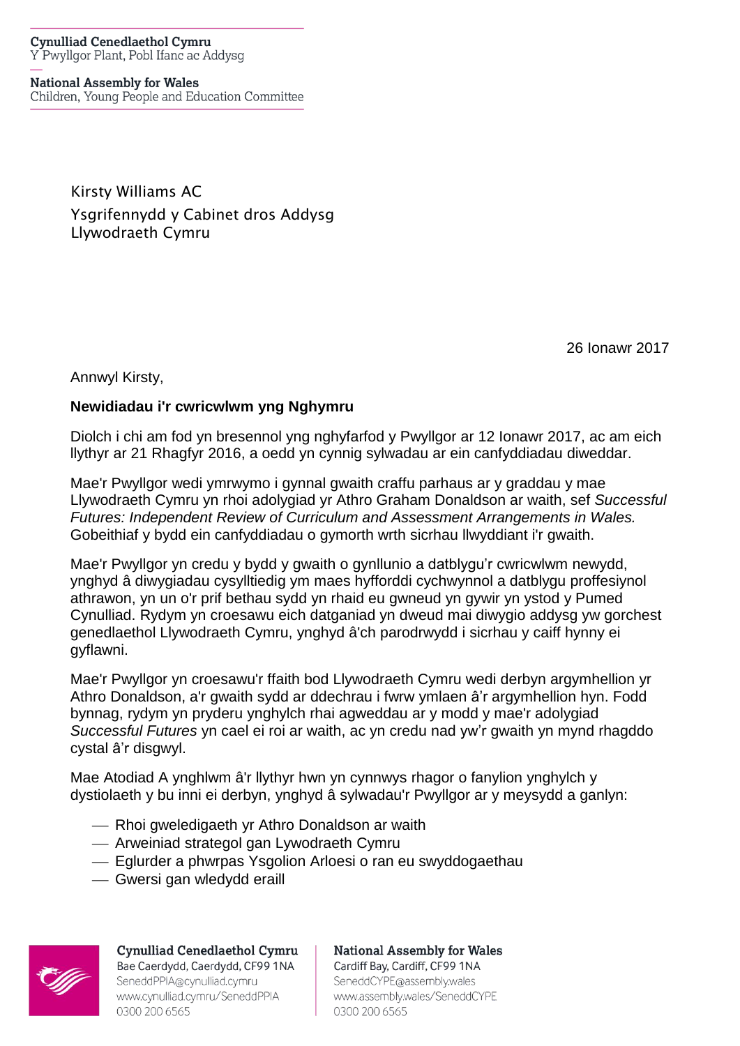**Cynulliad Cenedlaethol Cymru**
Y Pwyllgor Plant, Pobl Ifanc ac Addysg

**National Assembly for Wales**
Children, Young People and Education Committee

Kirsty Williams AC
Ysgrifennydd y Cabinet dros Addysg
Llywodraeth Cymru

26 Ionawr 2017

Annwyl Kirsty,

**Newidiadau i'r cwricwlwm yng Nghymru**

Diolch i chi am fod yn bresennol yng nghyfarfod y Pwyllgor ar 12 Ionawr 2017, ac am eich llythyr ar 21 Rhagfyr 2016, a oedd yn cynnig sylwadau ar ein canfyddiadau diweddar.

Mae'r Pwyllgor wedi ymrwymo i gynnal gwaith craffu parhaus ar y graddau y mae Llywodraeth Cymru yn rhoi adolygiad yr Athro Graham Donaldson ar waith, sef *Successful Futures: Independent Review of Curriculum and Assessment Arrangements in Wales.* Gobeithiaf y bydd ein canfyddiadau o gymorth wrth sicrhau llwyddiant i'r gwaith.

Mae'r Pwyllgor yn credu y bydd y gwaith o gynllunio a datblygu'r cwricwlwm newydd, ynghyd â diwygiadau cysylltiedig ym maes hyfforddi cychwynnol a datblygu proffesiynol athrawon, yn un o'r prif bethau sydd yn rhaid eu gwneud yn gywir yn ystod y Pumed Cynulliad. Rydym yn croesawu eich datganiad yn dweud mai diwygio addysg yw gorchest genedlaethol Llywodraeth Cymru, ynghyd â'ch parodrwydd i sicrhau y caiff hynny ei gyflawni.

Mae'r Pwyllgor yn croesawu'r ffaith bod Llywodraeth Cymru wedi derbyn argymhellion yr Athro Donaldson, a'r gwaith sydd ar ddechrau i fwrw ymlaen â'r argymhellion hyn. Fodd bynnag, rydym yn pryderu ynghylch rhai agweddau ar y modd y mae'r adolygiad *Successful Futures* yn cael ei roi ar waith, ac yn credu nad yw'r gwaith yn mynd rhagddo cystal â'r disgwyl.

Mae Atodiad A ynghlwm â'r llythyr hwn yn cynnwys rhagor o fanylion ynghylch y dystiolaeth y bu inni ei derbyn, ynghyd â sylwadau'r Pwyllgor ar y meysydd a ganlyn:

- Rhoi gweledigaeth yr Athro Donaldson ar waith
- Arweiniad strategol gan Lywodraeth Cymru
- Eglurder a phwrpas Ysgolion Arloesi o ran eu swyddogaethau
- Gwersi gan wledydd eraill

**Cynulliad Cenedlaethol Cymru**
Bae Caerdydd, Caerdydd, CF99 1NA
SeneddPPIA@cynulliad.cymru
www.cynulliad.cymru/SeneddPPIA
0300 200 6565

**National Assembly for Wales**
Cardiff Bay, Cardiff, CF99 1NA
SeneddCYPE@assembly.wales
www.assembly.wales/SeneddCYPE
0300 200 6565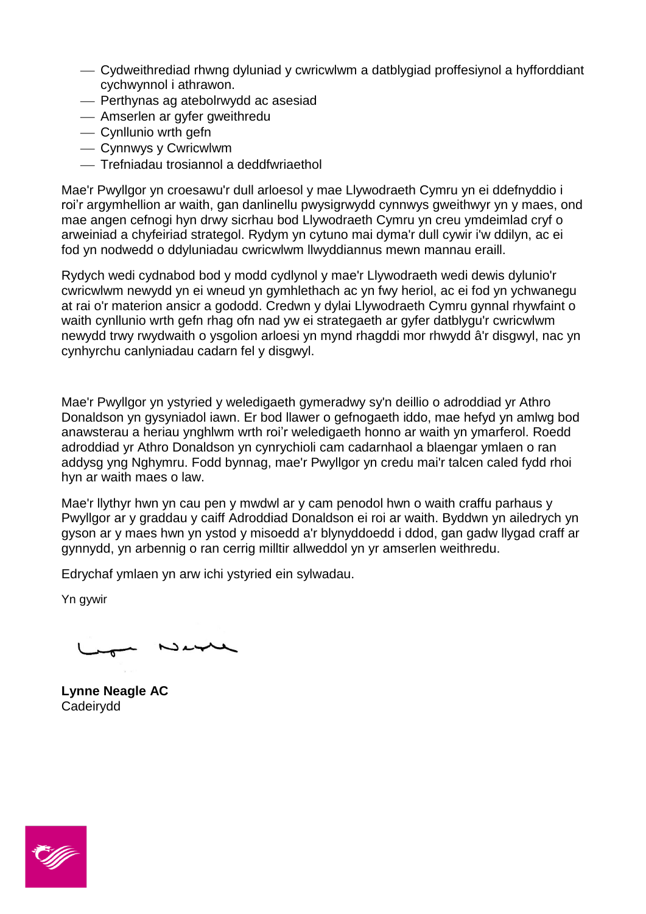- Cydweithrediad rhwng dyluniad y cwricwlwm a datblygiad proffesiynol a hyfforddiant cychwynnol i athrawon.
- Perthynas ag atebolrwydd ac asesiad
- Amserlen ar gyfer gweithredu
- Cynllunio wrth gefn
- Cynnwys y Cwricwlwm
- Trefniadau trosiannol a deddfwriaethol

Mae'r Pwyllgor yn croesawu'r dull arloesol y mae Llywodraeth Cymru yn ei ddefnyddio i roi'r argymhellion ar waith, gan danlinellu pwysigrwydd cynnwys gweithwyr yn y maes, ond mae angen cefnogi hyn drwy sicrhau bod Llywodraeth Cymru yn creu ymdeimlad cryf o arweiniad a chyfeiriad strategol. Rydym yn cytuno mai dyma'r dull cywir i'w ddilyn, ac ei fod yn nodwedd o ddyluniadau cwricwlwm llwyddiannus mewn mannau eraill.

Rydych wedi cydnabod bod y modd cydlynol y mae'r Llywodraeth wedi dewis dylunio'r cwricwlwm newydd yn ei wneud yn gymhlethach ac yn fwy heriol, ac ei fod yn ychwanegu at rai o'r materion ansicr a gododd. Credwn y dylai Llywodraeth Cymru gynnal rhywfaint o waith cynllunio wrth gefn rhag ofn nad yw ei strategaeth ar gyfer datblygu'r cwricwlwm newydd trwy rwydwaith o ysgolion arloesi yn mynd rhagddi mor rhwydd â'r disgwyl, nac yn cynhyrchu canlyniadau cadarn fel y disgwyl.

Mae'r Pwyllgor yn ystyried y weledigaeth gymeradwy sy'n deillio o adroddiad yr Athro Donaldson yn gysyniadol iawn. Er bod llawer o gefnogaeth iddo, mae hefyd yn amlwg bod anawsterau a heriau ynghlwm wrth roi'r weledigaeth honno ar waith yn ymarferol. Roedd adroddiad yr Athro Donaldson yn cynrychioli cam cadarnhaol a blaengar ymlaen o ran addysg yng Nghymru. Fodd bynnag, mae'r Pwyllgor yn credu mai'r talcen caled fydd rhoi hyn ar waith maes o law.

Mae'r llythyr hwn yn cau pen y mwdwl ar y cam penodol hwn o waith craffu parhaus y Pwyllgor ar y graddau y caiff Adroddiad Donaldson ei roi ar waith. Byddwn yn ailedrych yn gyson ar y maes hwn yn ystod y misoedd a'r blynyddoedd i ddod, gan gadw llygad craff ar gynnydd, yn arbennig o ran cerrig milltir allweddol yn yr amserlen weithredu.

Edrychaf ymlaen yn arw ichi ystyried ein sylwadau.

Yn gywir

**Lynne Neagle AC**
Cadeirydd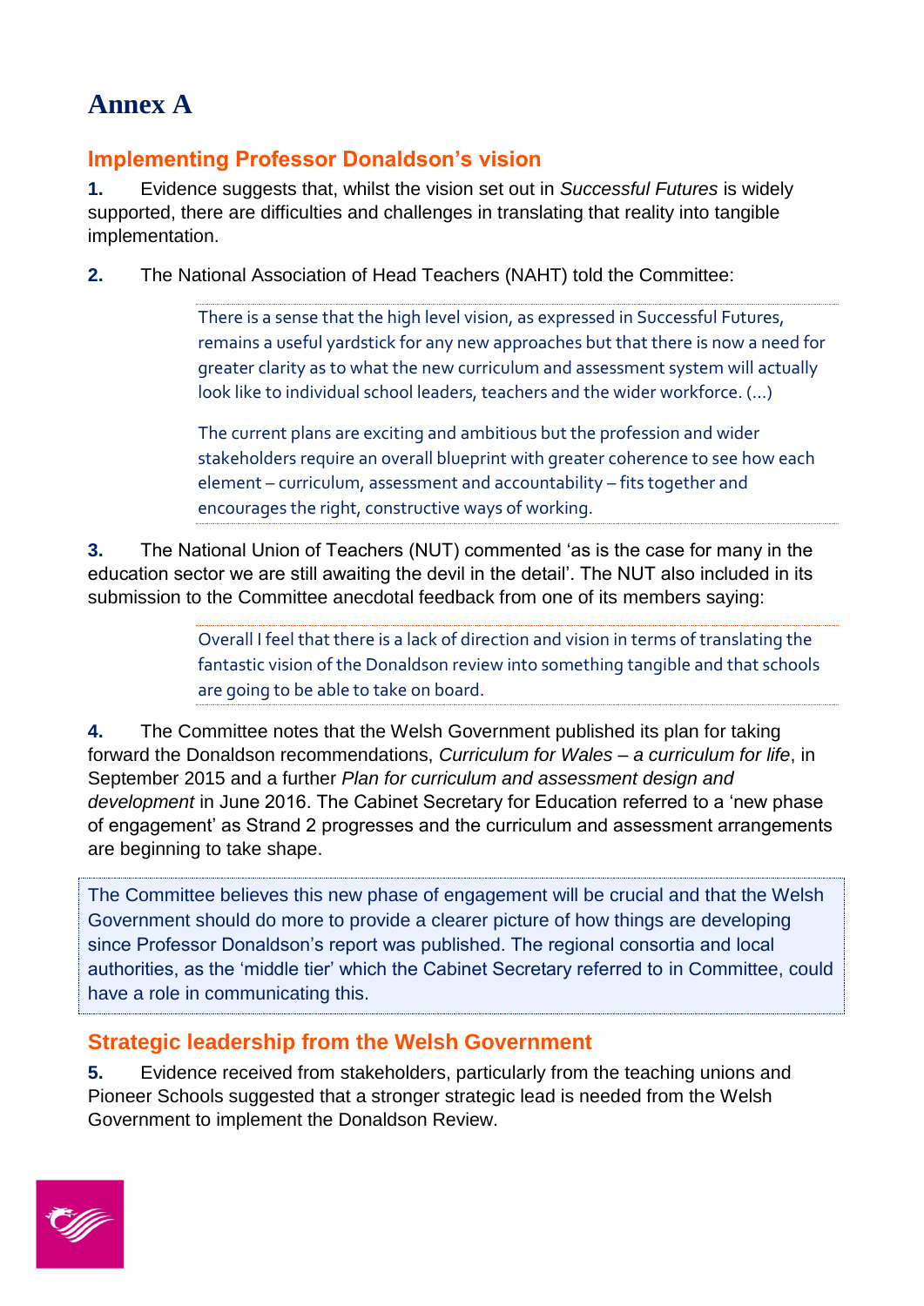# Annex A

## Implementing Professor Donaldson's vision

**1.** Evidence suggests that, whilst the vision set out in *Successful Futures* is widely supported, there are difficulties and challenges in translating that reality into tangible implementation.

**2.** The National Association of Head Teachers (NAHT) told the Committee:

> There is a sense that the high level vision, as expressed in Successful Futures, remains a useful yardstick for any new approaches but that there is now a need for greater clarity as to what the new curriculum and assessment system will actually look like to individual school leaders, teachers and the wider workforce. (…)
>
> The current plans are exciting and ambitious but the profession and wider stakeholders require an overall blueprint with greater coherence to see how each element – curriculum, assessment and accountability – fits together and encourages the right, constructive ways of working.

**3.** The National Union of Teachers (NUT) commented 'as is the case for many in the education sector we are still awaiting the devil in the detail'. The NUT also included in its submission to the Committee anecdotal feedback from one of its members saying:

> Overall I feel that there is a lack of direction and vision in terms of translating the fantastic vision of the Donaldson review into something tangible and that schools are going to be able to take on board.

**4.** The Committee notes that the Welsh Government published its plan for taking forward the Donaldson recommendations, *Curriculum for Wales – a curriculum for life*, in September 2015 and a further *Plan for curriculum and assessment design and development* in June 2016. The Cabinet Secretary for Education referred to a 'new phase of engagement' as Strand 2 progresses and the curriculum and assessment arrangements are beginning to take shape.

The Committee believes this new phase of engagement will be crucial and that the Welsh Government should do more to provide a clearer picture of how things are developing since Professor Donaldson's report was published. The regional consortia and local authorities, as the 'middle tier' which the Cabinet Secretary referred to in Committee, could have a role in communicating this.

## Strategic leadership from the Welsh Government

**5.** Evidence received from stakeholders, particularly from the teaching unions and Pioneer Schools suggested that a stronger strategic lead is needed from the Welsh Government to implement the Donaldson Review.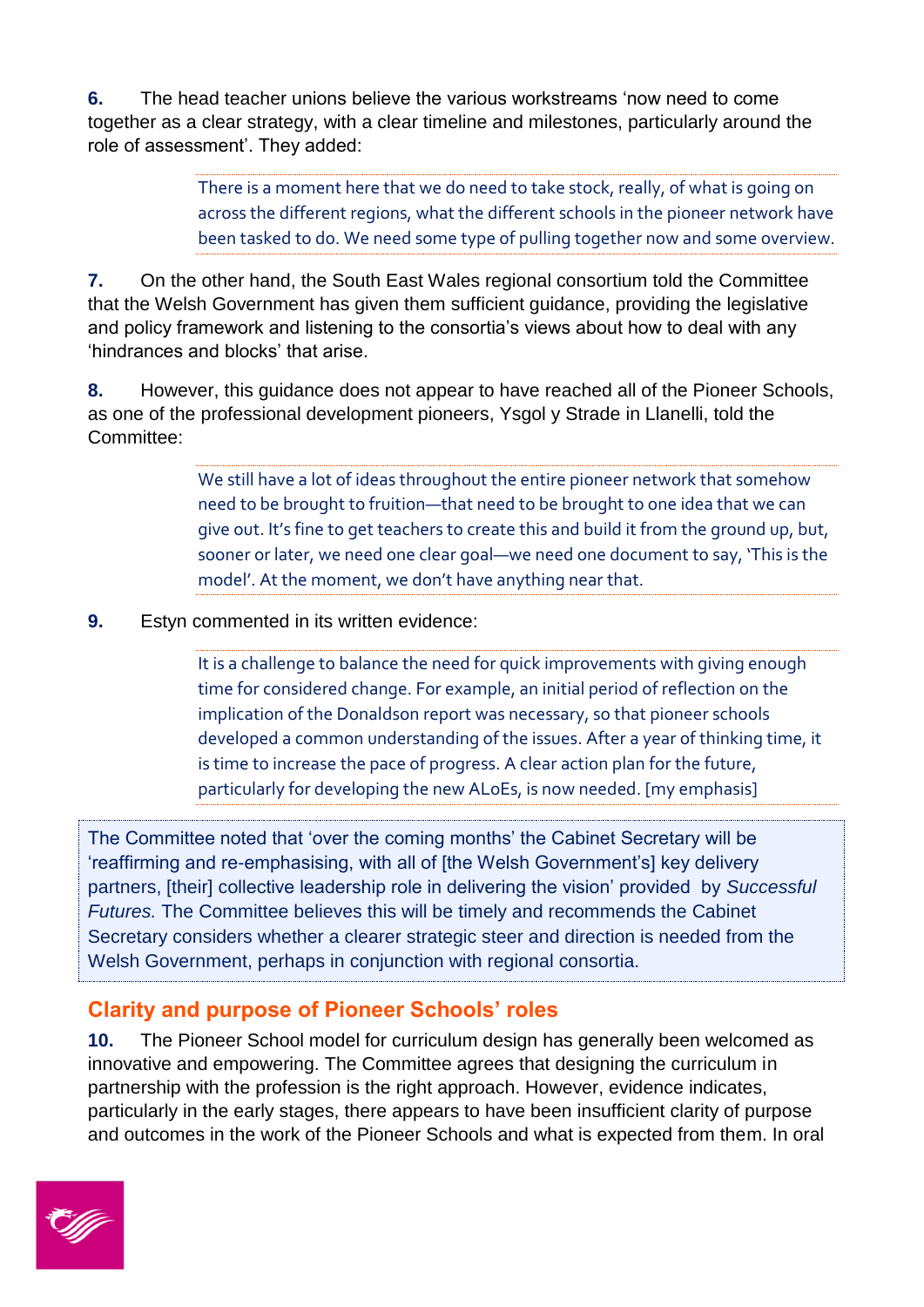**6.** The head teacher unions believe the various workstreams 'now need to come together as a clear strategy, with a clear timeline and milestones, particularly around the role of assessment'. They added:

> There is a moment here that we do need to take stock, really, of what is going on across the different regions, what the different schools in the pioneer network have been tasked to do. We need some type of pulling together now and some overview.

**7.** On the other hand, the South East Wales regional consortium told the Committee that the Welsh Government has given them sufficient guidance, providing the legislative and policy framework and listening to the consortia's views about how to deal with any 'hindrances and blocks' that arise.

**8.** However, this guidance does not appear to have reached all of the Pioneer Schools, as one of the professional development pioneers, Ysgol y Strade in Llanelli, told the Committee:

> We still have a lot of ideas throughout the entire pioneer network that somehow need to be brought to fruition—that need to be brought to one idea that we can give out. It's fine to get teachers to create this and build it from the ground up, but, sooner or later, we need one clear goal—we need one document to say, 'This is the model'. At the moment, we don't have anything near that.

**9.** Estyn commented in its written evidence:

> It is a challenge to balance the need for quick improvements with giving enough time for considered change. For example, an initial period of reflection on the implication of the Donaldson report was necessary, so that pioneer schools developed a common understanding of the issues. After a year of thinking time, it is time to increase the pace of progress. A clear action plan for the future, particularly for developing the new ALoEs, is now needed. [my emphasis]

The Committee noted that 'over the coming months' the Cabinet Secretary will be 'reaffirming and re-emphasising, with all of [the Welsh Government's] key delivery partners, [their] collective leadership role in delivering the vision' provided by *Successful Futures.* The Committee believes this will be timely and recommends the Cabinet Secretary considers whether a clearer strategic steer and direction is needed from the Welsh Government, perhaps in conjunction with regional consortia.

## Clarity and purpose of Pioneer Schools' roles

**10.** The Pioneer School model for curriculum design has generally been welcomed as innovative and empowering. The Committee agrees that designing the curriculum in partnership with the profession is the right approach. However, evidence indicates, particularly in the early stages, there appears to have been insufficient clarity of purpose and outcomes in the work of the Pioneer Schools and what is expected from them. In oral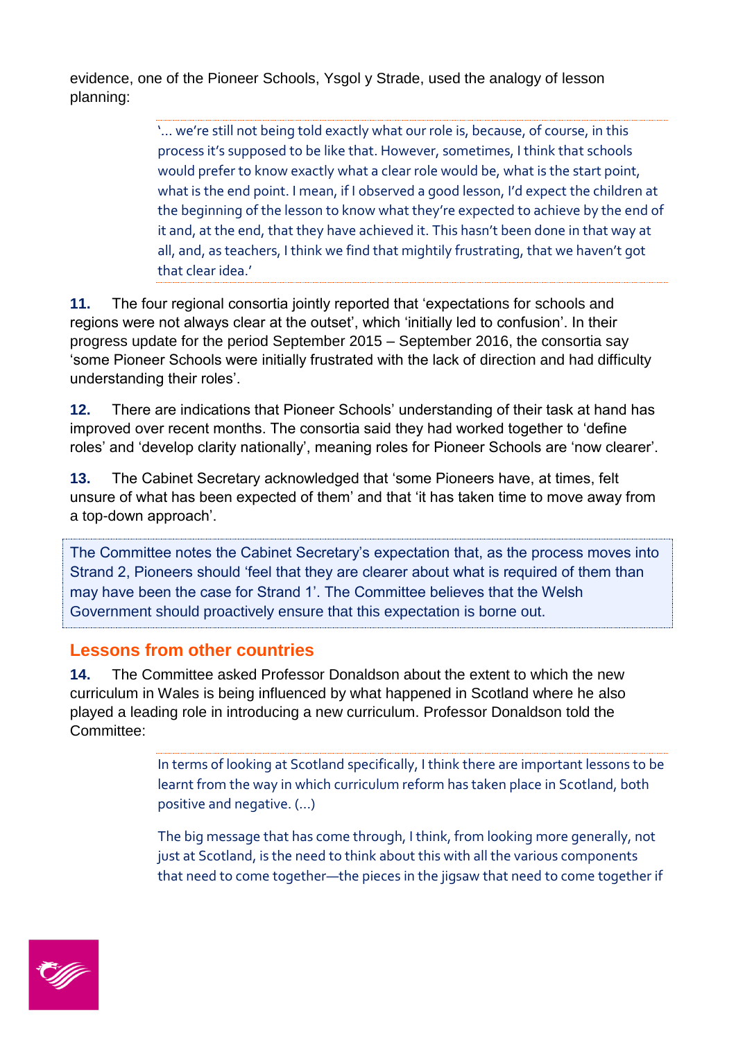evidence, one of the Pioneer Schools, Ysgol y Strade, used the analogy of lesson planning:

> '… we're still not being told exactly what our role is, because, of course, in this process it's supposed to be like that. However, sometimes, I think that schools would prefer to know exactly what a clear role would be, what is the start point, what is the end point. I mean, if I observed a good lesson, I'd expect the children at the beginning of the lesson to know what they're expected to achieve by the end of it and, at the end, that they have achieved it. This hasn't been done in that way at all, and, as teachers, I think we find that mightily frustrating, that we haven't got that clear idea.'

**11.** The four regional consortia jointly reported that 'expectations for schools and regions were not always clear at the outset', which 'initially led to confusion'. In their progress update for the period September 2015 – September 2016, the consortia say 'some Pioneer Schools were initially frustrated with the lack of direction and had difficulty understanding their roles'.

**12.** There are indications that Pioneer Schools' understanding of their task at hand has improved over recent months. The consortia said they had worked together to 'define roles' and 'develop clarity nationally', meaning roles for Pioneer Schools are 'now clearer'.

**13.** The Cabinet Secretary acknowledged that 'some Pioneers have, at times, felt unsure of what has been expected of them' and that 'it has taken time to move away from a top-down approach'.

> The Committee notes the Cabinet Secretary's expectation that, as the process moves into Strand 2, Pioneers should 'feel that they are clearer about what is required of them than may have been the case for Strand 1'. The Committee believes that the Welsh Government should proactively ensure that this expectation is borne out.

## Lessons from other countries

**14.** The Committee asked Professor Donaldson about the extent to which the new curriculum in Wales is being influenced by what happened in Scotland where he also played a leading role in introducing a new curriculum. Professor Donaldson told the Committee:

> In terms of looking at Scotland specifically, I think there are important lessons to be learnt from the way in which curriculum reform has taken place in Scotland, both positive and negative. (…)
>
> The big message that has come through, I think, from looking more generally, not just at Scotland, is the need to think about this with all the various components that need to come together—the pieces in the jigsaw that need to come together if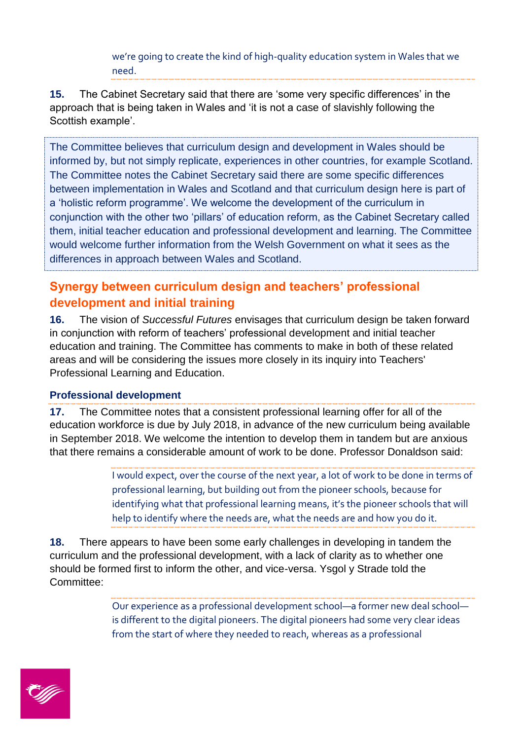> we're going to create the kind of high-quality education system in Wales that we need.

**15.** The Cabinet Secretary said that there are 'some very specific differences' in the approach that is being taken in Wales and 'it is not a case of slavishly following the Scottish example'.

> The Committee believes that curriculum design and development in Wales should be informed by, but not simply replicate, experiences in other countries, for example Scotland. The Committee notes the Cabinet Secretary said there are some specific differences between implementation in Wales and Scotland and that curriculum design here is part of a 'holistic reform programme'. We welcome the development of the curriculum in conjunction with the other two 'pillars' of education reform, as the Cabinet Secretary called them, initial teacher education and professional development and learning. The Committee would welcome further information from the Welsh Government on what it sees as the differences in approach between Wales and Scotland.

## Synergy between curriculum design and teachers' professional development and initial training

**16.** The vision of *Successful Futures* envisages that curriculum design be taken forward in conjunction with reform of teachers' professional development and initial teacher education and training. The Committee has comments to make in both of these related areas and will be considering the issues more closely in its inquiry into Teachers' Professional Learning and Education.

### Professional development

**17.** The Committee notes that a consistent professional learning offer for all of the education workforce is due by July 2018, in advance of the new curriculum being available in September 2018. We welcome the intention to develop them in tandem but are anxious that there remains a considerable amount of work to be done. Professor Donaldson said:

> I would expect, over the course of the next year, a lot of work to be done in terms of professional learning, but building out from the pioneer schools, because for identifying what that professional learning means, it's the pioneer schools that will help to identify where the needs are, what the needs are and how you do it.

**18.** There appears to have been some early challenges in developing in tandem the curriculum and the professional development, with a lack of clarity as to whether one should be formed first to inform the other, and vice-versa. Ysgol y Strade told the Committee:

> Our experience as a professional development school—a former new deal school—is different to the digital pioneers. The digital pioneers had some very clear ideas from the start of where they needed to reach, whereas as a professional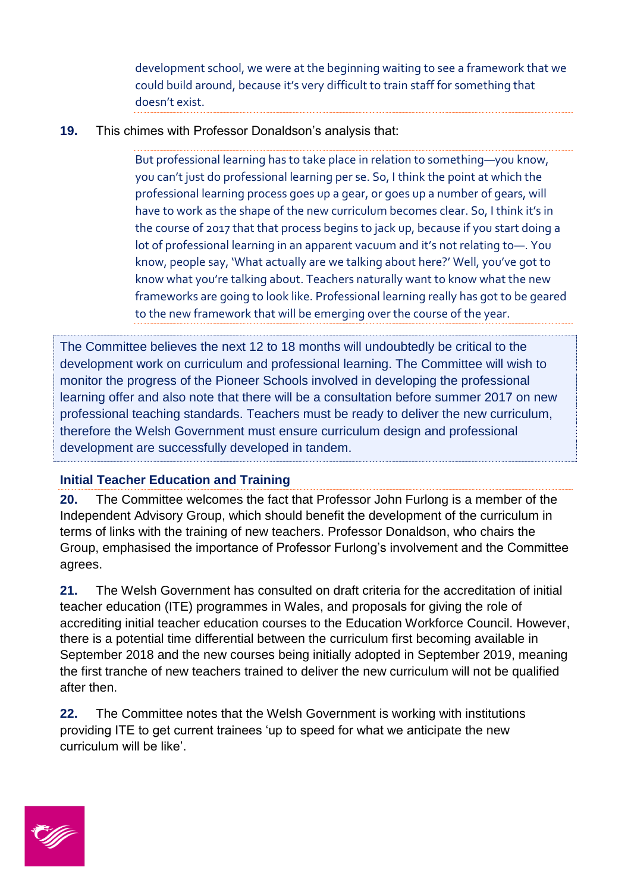> development school, we were at the beginning waiting to see a framework that we could build around, because it's very difficult to train staff for something that doesn't exist.

**19.** This chimes with Professor Donaldson's analysis that:

> But professional learning has to take place in relation to something—you know, you can't just do professional learning per se. So, I think the point at which the professional learning process goes up a gear, or goes up a number of gears, will have to work as the shape of the new curriculum becomes clear. So, I think it's in the course of 2017 that that process begins to jack up, because if you start doing a lot of professional learning in an apparent vacuum and it's not relating to—. You know, people say, 'What actually are we talking about here?' Well, you've got to know what you're talking about. Teachers naturally want to know what the new frameworks are going to look like. Professional learning really has got to be geared to the new framework that will be emerging over the course of the year.

The Committee believes the next 12 to 18 months will undoubtedly be critical to the development work on curriculum and professional learning. The Committee will wish to monitor the progress of the Pioneer Schools involved in developing the professional learning offer and also note that there will be a consultation before summer 2017 on new professional teaching standards. Teachers must be ready to deliver the new curriculum, therefore the Welsh Government must ensure curriculum design and professional development are successfully developed in tandem.

### Initial Teacher Education and Training

**20.** The Committee welcomes the fact that Professor John Furlong is a member of the Independent Advisory Group, which should benefit the development of the curriculum in terms of links with the training of new teachers. Professor Donaldson, who chairs the Group, emphasised the importance of Professor Furlong's involvement and the Committee agrees.

**21.** The Welsh Government has consulted on draft criteria for the accreditation of initial teacher education (ITE) programmes in Wales, and proposals for giving the role of accrediting initial teacher education courses to the Education Workforce Council. However, there is a potential time differential between the curriculum first becoming available in September 2018 and the new courses being initially adopted in September 2019, meaning the first tranche of new teachers trained to deliver the new curriculum will not be qualified after then.

**22.** The Committee notes that the Welsh Government is working with institutions providing ITE to get current trainees 'up to speed for what we anticipate the new curriculum will be like'.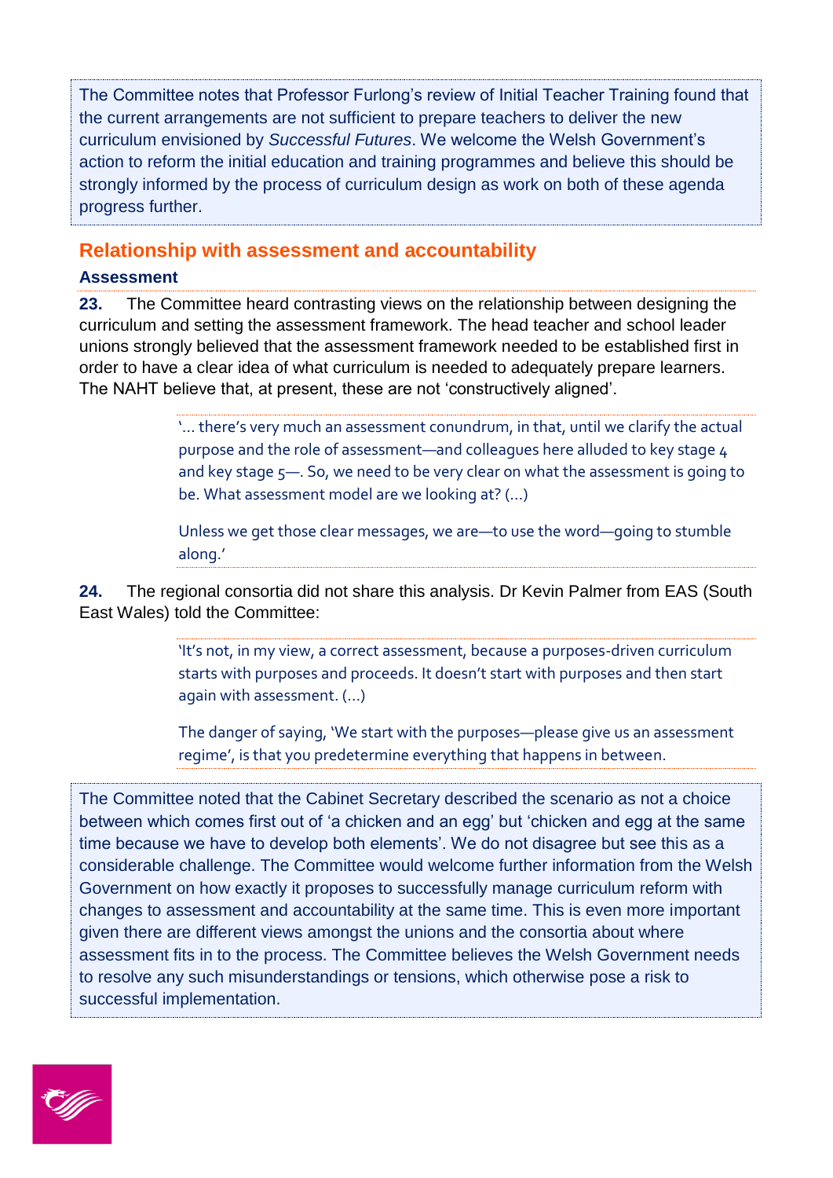The Committee notes that Professor Furlong's review of Initial Teacher Training found that the current arrangements are not sufficient to prepare teachers to deliver the new curriculum envisioned by *Successful Futures*. We welcome the Welsh Government's action to reform the initial education and training programmes and believe this should be strongly informed by the process of curriculum design as work on both of these agenda progress further.

## Relationship with assessment and accountability

### Assessment

**23.** The Committee heard contrasting views on the relationship between designing the curriculum and setting the assessment framework. The head teacher and school leader unions strongly believed that the assessment framework needed to be established first in order to have a clear idea of what curriculum is needed to adequately prepare learners. The NAHT believe that, at present, these are not 'constructively aligned'.

> '… there's very much an assessment conundrum, in that, until we clarify the actual purpose and the role of assessment—and colleagues here alluded to key stage 4 and key stage 5—. So, we need to be very clear on what the assessment is going to be. What assessment model are we looking at? (…)
>
> Unless we get those clear messages, we are—to use the word—going to stumble along.'

**24.** The regional consortia did not share this analysis. Dr Kevin Palmer from EAS (South East Wales) told the Committee:

> 'It's not, in my view, a correct assessment, because a purposes-driven curriculum starts with purposes and proceeds. It doesn't start with purposes and then start again with assessment. (…)
>
> The danger of saying, 'We start with the purposes—please give us an assessment regime', is that you predetermine everything that happens in between.

The Committee noted that the Cabinet Secretary described the scenario as not a choice between which comes first out of 'a chicken and an egg' but 'chicken and egg at the same time because we have to develop both elements'. We do not disagree but see this as a considerable challenge. The Committee would welcome further information from the Welsh Government on how exactly it proposes to successfully manage curriculum reform with changes to assessment and accountability at the same time. This is even more important given there are different views amongst the unions and the consortia about where assessment fits in to the process. The Committee believes the Welsh Government needs to resolve any such misunderstandings or tensions, which otherwise pose a risk to successful implementation.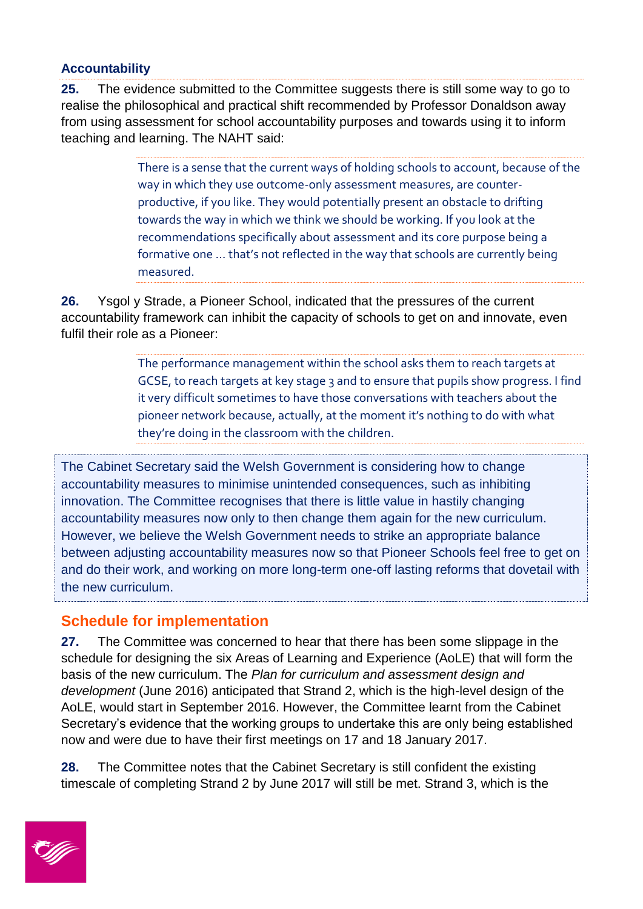### Accountability

**25.** The evidence submitted to the Committee suggests there is still some way to go to realise the philosophical and practical shift recommended by Professor Donaldson away from using assessment for school accountability purposes and towards using it to inform teaching and learning. The NAHT said:

> There is a sense that the current ways of holding schools to account, because of the way in which they use outcome-only assessment measures, are counter-productive, if you like. They would potentially present an obstacle to drifting towards the way in which we think we should be working. If you look at the recommendations specifically about assessment and its core purpose being a formative one … that's not reflected in the way that schools are currently being measured.

**26.** Ysgol y Strade, a Pioneer School, indicated that the pressures of the current accountability framework can inhibit the capacity of schools to get on and innovate, even fulfil their role as a Pioneer:

> The performance management within the school asks them to reach targets at GCSE, to reach targets at key stage 3 and to ensure that pupils show progress. I find it very difficult sometimes to have those conversations with teachers about the pioneer network because, actually, at the moment it's nothing to do with what they're doing in the classroom with the children.

The Cabinet Secretary said the Welsh Government is considering how to change accountability measures to minimise unintended consequences, such as inhibiting innovation. The Committee recognises that there is little value in hastily changing accountability measures now only to then change them again for the new curriculum. However, we believe the Welsh Government needs to strike an appropriate balance between adjusting accountability measures now so that Pioneer Schools feel free to get on and do their work, and working on more long-term one-off lasting reforms that dovetail with the new curriculum.

## Schedule for implementation

**27.** The Committee was concerned to hear that there has been some slippage in the schedule for designing the six Areas of Learning and Experience (AoLE) that will form the basis of the new curriculum. The *Plan for curriculum and assessment design and development* (June 2016) anticipated that Strand 2, which is the high-level design of the AoLE, would start in September 2016. However, the Committee learnt from the Cabinet Secretary's evidence that the working groups to undertake this are only being established now and were due to have their first meetings on 17 and 18 January 2017.

**28.** The Committee notes that the Cabinet Secretary is still confident the existing timescale of completing Strand 2 by June 2017 will still be met. Strand 3, which is the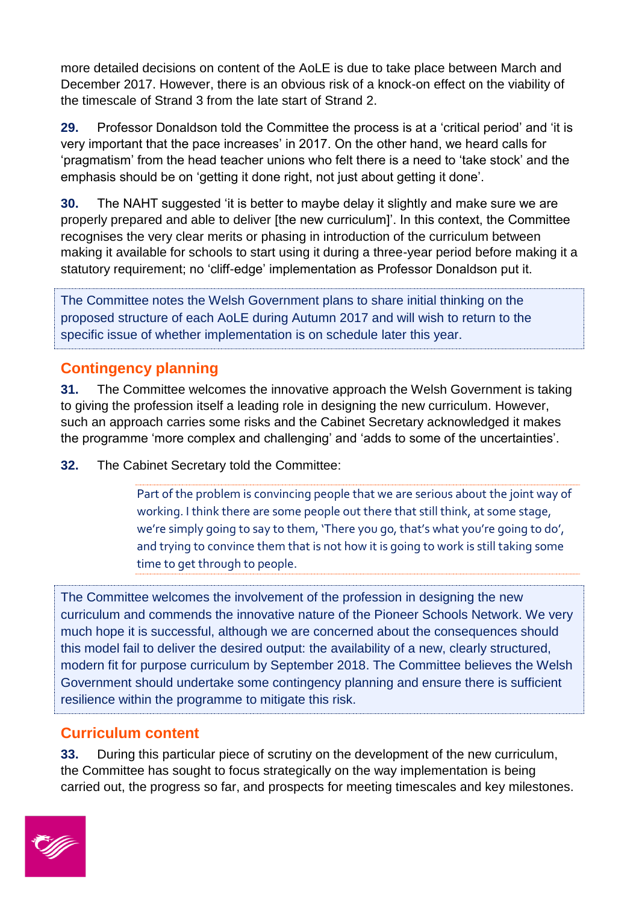more detailed decisions on content of the AoLE is due to take place between March and December 2017. However, there is an obvious risk of a knock-on effect on the viability of the timescale of Strand 3 from the late start of Strand 2.

**29.** Professor Donaldson told the Committee the process is at a 'critical period' and 'it is very important that the pace increases' in 2017. On the other hand, we heard calls for 'pragmatism' from the head teacher unions who felt there is a need to 'take stock' and the emphasis should be on 'getting it done right, not just about getting it done'.

**30.** The NAHT suggested 'it is better to maybe delay it slightly and make sure we are properly prepared and able to deliver [the new curriculum]'. In this context, the Committee recognises the very clear merits or phasing in introduction of the curriculum between making it available for schools to start using it during a three-year period before making it a statutory requirement; no 'cliff-edge' implementation as Professor Donaldson put it.

> The Committee notes the Welsh Government plans to share initial thinking on the proposed structure of each AoLE during Autumn 2017 and will wish to return to the specific issue of whether implementation is on schedule later this year.

## Contingency planning

**31.** The Committee welcomes the innovative approach the Welsh Government is taking to giving the profession itself a leading role in designing the new curriculum. However, such an approach carries some risks and the Cabinet Secretary acknowledged it makes the programme 'more complex and challenging' and 'adds to some of the uncertainties'.

**32.** The Cabinet Secretary told the Committee:

> Part of the problem is convincing people that we are serious about the joint way of working. I think there are some people out there that still think, at some stage, we're simply going to say to them, 'There you go, that's what you're going to do', and trying to convince them that is not how it is going to work is still taking some time to get through to people.

> The Committee welcomes the involvement of the profession in designing the new curriculum and commends the innovative nature of the Pioneer Schools Network. We very much hope it is successful, although we are concerned about the consequences should this model fail to deliver the desired output: the availability of a new, clearly structured, modern fit for purpose curriculum by September 2018. The Committee believes the Welsh Government should undertake some contingency planning and ensure there is sufficient resilience within the programme to mitigate this risk.

## Curriculum content

**33.** During this particular piece of scrutiny on the development of the new curriculum, the Committee has sought to focus strategically on the way implementation is being carried out, the progress so far, and prospects for meeting timescales and key milestones.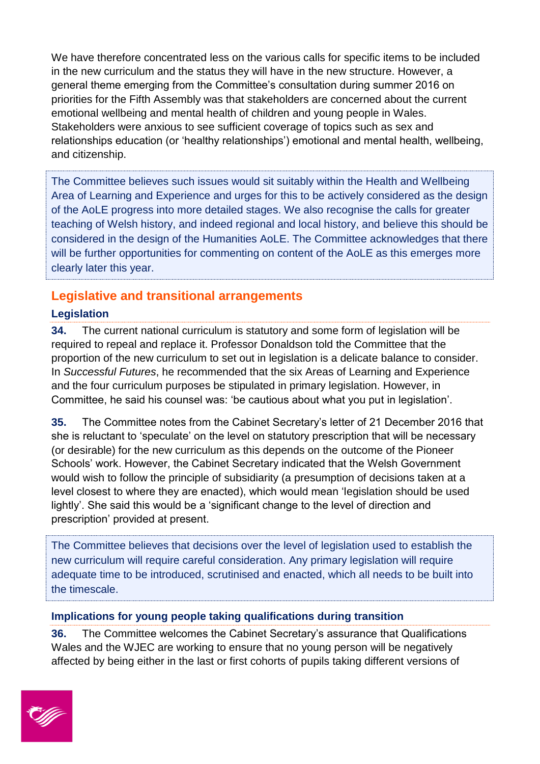We have therefore concentrated less on the various calls for specific items to be included in the new curriculum and the status they will have in the new structure. However, a general theme emerging from the Committee's consultation during summer 2016 on priorities for the Fifth Assembly was that stakeholders are concerned about the current emotional wellbeing and mental health of children and young people in Wales. Stakeholders were anxious to see sufficient coverage of topics such as sex and relationships education (or 'healthy relationships') emotional and mental health, wellbeing, and citizenship.

> The Committee believes such issues would sit suitably within the Health and Wellbeing Area of Learning and Experience and urges for this to be actively considered as the design of the AoLE progress into more detailed stages. We also recognise the calls for greater teaching of Welsh history, and indeed regional and local history, and believe this should be considered in the design of the Humanities AoLE. The Committee acknowledges that there will be further opportunities for commenting on content of the AoLE as this emerges more clearly later this year.

## Legislative and transitional arrangements

### Legislation

**34.** The current national curriculum is statutory and some form of legislation will be required to repeal and replace it. Professor Donaldson told the Committee that the proportion of the new curriculum to set out in legislation is a delicate balance to consider. In *Successful Futures*, he recommended that the six Areas of Learning and Experience and the four curriculum purposes be stipulated in primary legislation. However, in Committee, he said his counsel was: 'be cautious about what you put in legislation'.

**35.** The Committee notes from the Cabinet Secretary's letter of 21 December 2016 that she is reluctant to 'speculate' on the level on statutory prescription that will be necessary (or desirable) for the new curriculum as this depends on the outcome of the Pioneer Schools' work. However, the Cabinet Secretary indicated that the Welsh Government would wish to follow the principle of subsidiarity (a presumption of decisions taken at a level closest to where they are enacted), which would mean 'legislation should be used lightly'. She said this would be a 'significant change to the level of direction and prescription' provided at present.

> The Committee believes that decisions over the level of legislation used to establish the new curriculum will require careful consideration. Any primary legislation will require adequate time to be introduced, scrutinised and enacted, which all needs to be built into the timescale.

### Implications for young people taking qualifications during transition

**36.** The Committee welcomes the Cabinet Secretary's assurance that Qualifications Wales and the WJEC are working to ensure that no young person will be negatively affected by being either in the last or first cohorts of pupils taking different versions of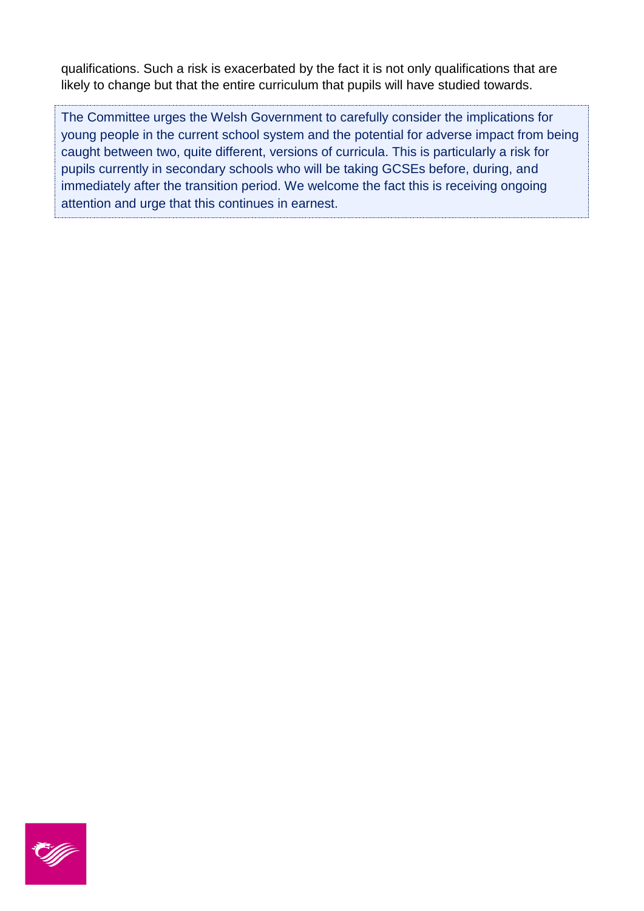qualifications. Such a risk is exacerbated by the fact it is not only qualifications that are likely to change but that the entire curriculum that pupils will have studied towards.

> The Committee urges the Welsh Government to carefully consider the implications for young people in the current school system and the potential for adverse impact from being caught between two, quite different, versions of curricula. This is particularly a risk for pupils currently in secondary schools who will be taking GCSEs before, during, and immediately after the transition period. We welcome the fact this is receiving ongoing attention and urge that this continues in earnest.